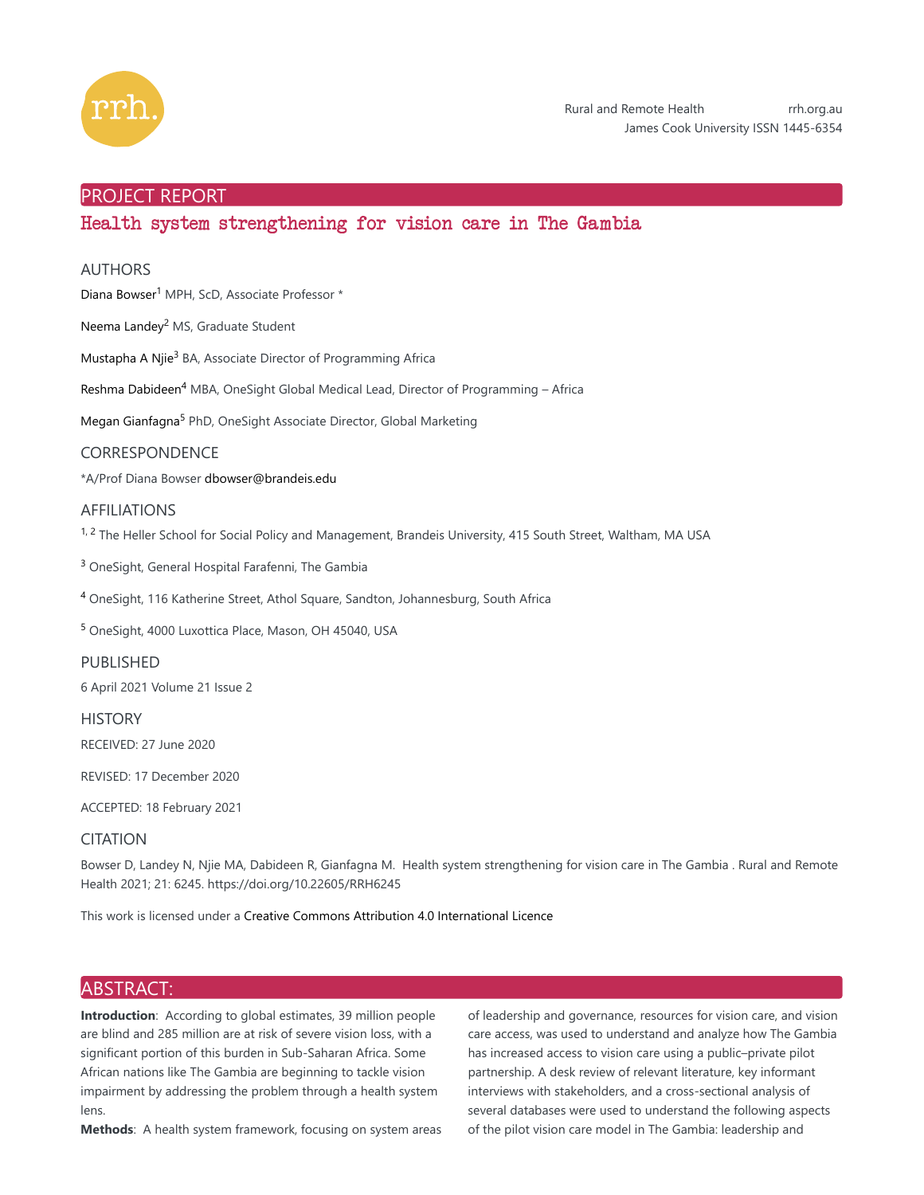PROJECT REPORT

# Health system strengthening for vision care in The Gambia

## AUTHORS

Diana Bowser[1] MPH, ScD, Associate Professor *

Neema Landey[2] MS, Graduate Student

Mustapha A Njie[3] BA, Associate Director of Programming Africa

Reshma Dabideen[4] MBA, OneSight Global Medical Lead, Director of Programming – Africa

Megan Gianfagna[5] PhD, OneSight Associate Director, Global Marketing

## CORRESPONDENCE

*A/Prof Diana Bowser dbowser@brandeis.edu

## AFFILIATIONS

[1, 2] The Heller School for Social Policy and Management, Brandeis University, 415 South Street, Waltham, MA USA

[3] OneSight, General Hospital Farafenni, The Gambia

[4] OneSight, 116 Katherine Street, Athol Square, Sandton, Johannesburg, South Africa

[5] OneSight, 4000 Luxottica Place, Mason, OH 45040, USA

## PUBLISHED

6 April 2021 Volume 21 Issue 2

## HISTORY

RECEIVED: 27 June 2020

REVISED: 17 December 2020

ACCEPTED: 18 February 2021

## CITATION

Bowser D, Landey N, Njie MA, Dabideen R, Gianfagna M. Health system strengthening for vision care in The Gambia . Rural and Remote Health 2021; 21: 6245. https://doi.org/10.22605/RRH6245

This work is licensed under a Creative Commons Attribution 4.0 International Licence

## ABSTRACT:

**Introduction**: According to global estimates, 39 million people are blind and 285 million are at risk of severe vision loss, with a significant portion of this burden in Sub-Saharan Africa. Some African nations like The Gambia are beginning to tackle vision impairment by addressing the problem through a health system lens.

**Methods**: A health system framework, focusing on system areas of leadership and governance, resources for vision care, and vision care access, was used to understand and analyze how The Gambia has increased access to vision care using a public–private pilot partnership. A desk review of relevant literature, key informant interviews with stakeholders, and a cross-sectional analysis of several databases were used to understand the following aspects of the pilot vision care model in The Gambia: leadership and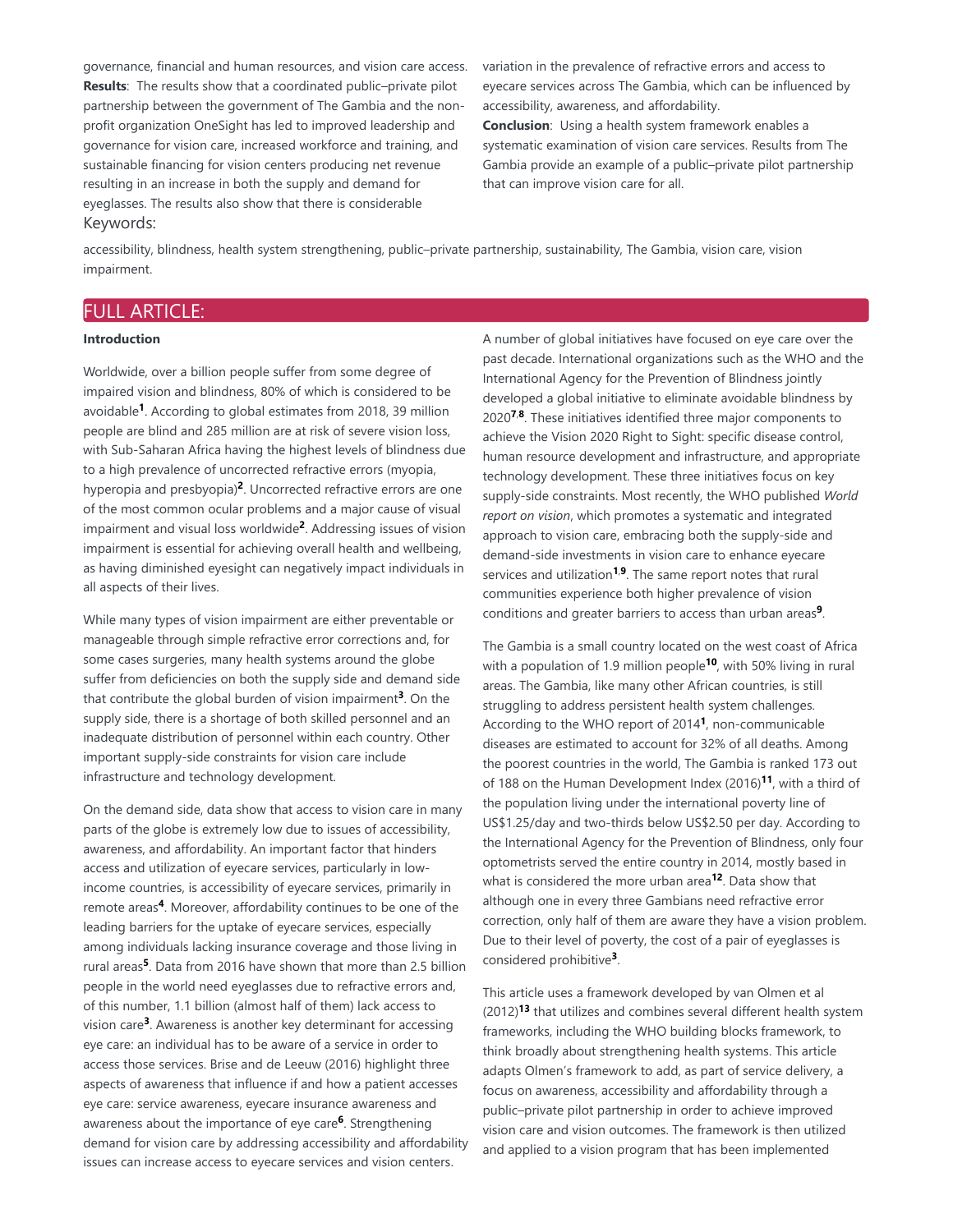governance, financial and human resources, and vision care access. **Results**: The results show that a coordinated public–private pilot partnership between the government of The Gambia and the non-profit organization OneSight has led to improved leadership and governance for vision care, increased workforce and training, and sustainable financing for vision centers producing net revenue resulting in an increase in both the supply and demand for eyeglasses. The results also show that there is considerable variation in the prevalence of refractive errors and access to eyecare services across The Gambia, which can be influenced by accessibility, awareness, and affordability.
**Conclusion**: Using a health system framework enables a systematic examination of vision care services. Results from The Gambia provide an example of a public–private pilot partnership that can improve vision care for all.

Keywords:

accessibility, blindness, health system strengthening, public–private partnership, sustainability, The Gambia, vision care, vision impairment.

## FULL ARTICLE:

### Introduction

Worldwide, over a billion people suffer from some degree of impaired vision and blindness, 80% of which is considered to be avoidable[1]. According to global estimates from 2018, 39 million people are blind and 285 million are at risk of severe vision loss, with Sub-Saharan Africa having the highest levels of blindness due to a high prevalence of uncorrected refractive errors (myopia, hyperopia and presbyopia)[2]. Uncorrected refractive errors are one of the most common ocular problems and a major cause of visual impairment and visual loss worldwide[2]. Addressing issues of vision impairment is essential for achieving overall health and wellbeing, as having diminished eyesight can negatively impact individuals in all aspects of their lives.

While many types of vision impairment are either preventable or manageable through simple refractive error corrections and, for some cases surgeries, many health systems around the globe suffer from deficiencies on both the supply side and demand side that contribute the global burden of vision impairment[3]. On the supply side, there is a shortage of both skilled personnel and an inadequate distribution of personnel within each country. Other important supply-side constraints for vision care include infrastructure and technology development.

On the demand side, data show that access to vision care in many parts of the globe is extremely low due to issues of accessibility, awareness, and affordability. An important factor that hinders access and utilization of eyecare services, particularly in low-income countries, is accessibility of eyecare services, primarily in remote areas[4]. Moreover, affordability continues to be one of the leading barriers for the uptake of eyecare services, especially among individuals lacking insurance coverage and those living in rural areas[5]. Data from 2016 have shown that more than 2.5 billion people in the world need eyeglasses due to refractive errors and, of this number, 1.1 billion (almost half of them) lack access to vision care[3]. Awareness is another key determinant for accessing eye care: an individual has to be aware of a service in order to access those services. Brise and de Leeuw (2016) highlight three aspects of awareness that influence if and how a patient accesses eye care: service awareness, eyecare insurance awareness and awareness about the importance of eye care[6]. Strengthening demand for vision care by addressing accessibility and affordability issues can increase access to eyecare services and vision centers.

A number of global initiatives have focused on eye care over the past decade. International organizations such as the WHO and the International Agency for the Prevention of Blindness jointly developed a global initiative to eliminate avoidable blindness by 2020[7,8]. These initiatives identified three major components to achieve the Vision 2020 Right to Sight: specific disease control, human resource development and infrastructure, and appropriate technology development. These three initiatives focus on key supply-side constraints. Most recently, the WHO published *World report on vision*, which promotes a systematic and integrated approach to vision care, embracing both the supply-side and demand-side investments in vision care to enhance eyecare services and utilization[1,9]. The same report notes that rural communities experience both higher prevalence of vision conditions and greater barriers to access than urban areas[9].

The Gambia is a small country located on the west coast of Africa with a population of 1.9 million people[10], with 50% living in rural areas. The Gambia, like many other African countries, is still struggling to address persistent health system challenges. According to the WHO report of 2014[1], non-communicable diseases are estimated to account for 32% of all deaths. Among the poorest countries in the world, The Gambia is ranked 173 out of 188 on the Human Development Index (2016)[11], with a third of the population living under the international poverty line of US$1.25/day and two-thirds below US$2.50 per day. According to the International Agency for the Prevention of Blindness, only four optometrists served the entire country in 2014, mostly based in what is considered the more urban area[12]. Data show that although one in every three Gambians need refractive error correction, only half of them are aware they have a vision problem. Due to their level of poverty, the cost of a pair of eyeglasses is considered prohibitive[3].

This article uses a framework developed by van Olmen et al (2012)[13] that utilizes and combines several different health system frameworks, including the WHO building blocks framework, to think broadly about strengthening health systems. This article adapts Olmen's framework to add, as part of service delivery, a focus on awareness, accessibility and affordability through a public–private pilot partnership in order to achieve improved vision care and vision outcomes. The framework is then utilized and applied to a vision program that has been implemented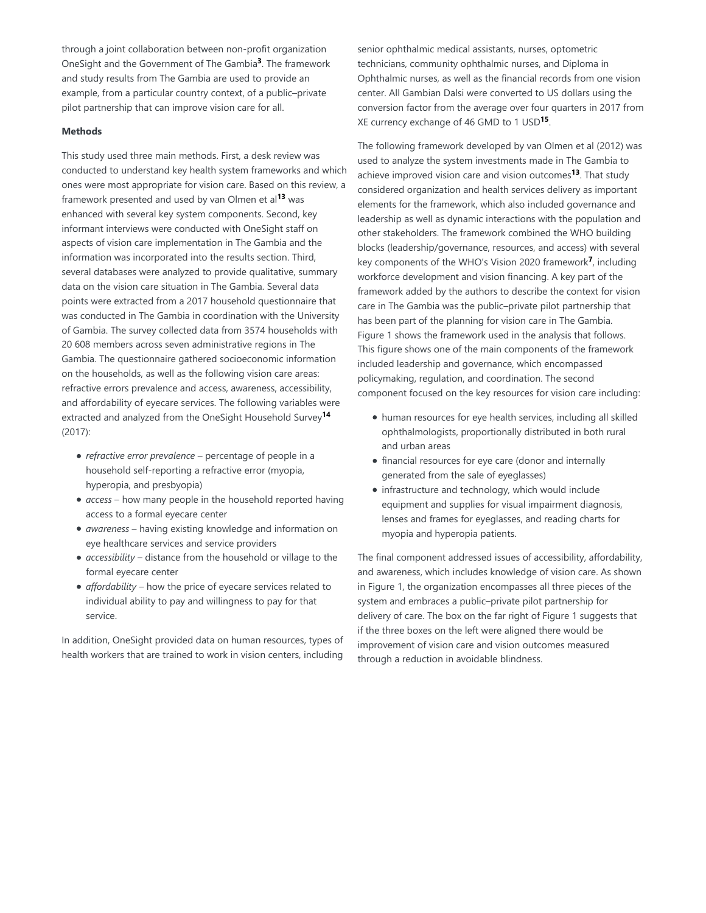through a joint collaboration between non-profit organization OneSight and the Government of The Gambia[3]. The framework and study results from The Gambia are used to provide an example, from a particular country context, of a public–private pilot partnership that can improve vision care for all.

**Methods**

This study used three main methods. First, a desk review was conducted to understand key health system frameworks and which ones were most appropriate for vision care. Based on this review, a framework presented and used by van Olmen et al[13] was enhanced with several key system components. Second, key informant interviews were conducted with OneSight staff on aspects of vision care implementation in The Gambia and the information was incorporated into the results section. Third, several databases were analyzed to provide qualitative, summary data on the vision care situation in The Gambia. Several data points were extracted from a 2017 household questionnaire that was conducted in The Gambia in coordination with the University of Gambia. The survey collected data from 3574 households with 20 608 members across seven administrative regions in The Gambia. The questionnaire gathered socioeconomic information on the households, as well as the following vision care areas: refractive errors prevalence and access, awareness, accessibility, and affordability of eyecare services. The following variables were extracted and analyzed from the OneSight Household Survey[14] (2017):

- *refractive error prevalence* – percentage of people in a household self-reporting a refractive error (myopia, hyperopia, and presbyopia)
- *access* – how many people in the household reported having access to a formal eyecare center
- *awareness* – having existing knowledge and information on eye healthcare services and service providers
- *accessibility* – distance from the household or village to the formal eyecare center
- *affordability* – how the price of eyecare services related to individual ability to pay and willingness to pay for that service.

In addition, OneSight provided data on human resources, types of health workers that are trained to work in vision centers, including senior ophthalmic medical assistants, nurses, optometric technicians, community ophthalmic nurses, and Diploma in Ophthalmic nurses, as well as the financial records from one vision center. All Gambian Dalsi were converted to US dollars using the conversion factor from the average over four quarters in 2017 from XE currency exchange of 46 GMD to 1 USD[15].

The following framework developed by van Olmen et al (2012) was used to analyze the system investments made in The Gambia to achieve improved vision care and vision outcomes[13]. That study considered organization and health services delivery as important elements for the framework, which also included governance and leadership as well as dynamic interactions with the population and other stakeholders. The framework combined the WHO building blocks (leadership/governance, resources, and access) with several key components of the WHO's Vision 2020 framework[7], including workforce development and vision financing. A key part of the framework added by the authors to describe the context for vision care in The Gambia was the public–private pilot partnership that has been part of the planning for vision care in The Gambia. Figure 1 shows the framework used in the analysis that follows. This figure shows one of the main components of the framework included leadership and governance, which encompassed policymaking, regulation, and coordination. The second component focused on the key resources for vision care including:

- human resources for eye health services, including all skilled ophthalmologists, proportionally distributed in both rural and urban areas
- financial resources for eye care (donor and internally generated from the sale of eyeglasses)
- infrastructure and technology, which would include equipment and supplies for visual impairment diagnosis, lenses and frames for eyeglasses, and reading charts for myopia and hyperopia patients.

The final component addressed issues of accessibility, affordability, and awareness, which includes knowledge of vision care. As shown in Figure 1, the organization encompasses all three pieces of the system and embraces a public–private pilot partnership for delivery of care. The box on the far right of Figure 1 suggests that if the three boxes on the left were aligned there would be improvement of vision care and vision outcomes measured through a reduction in avoidable blindness.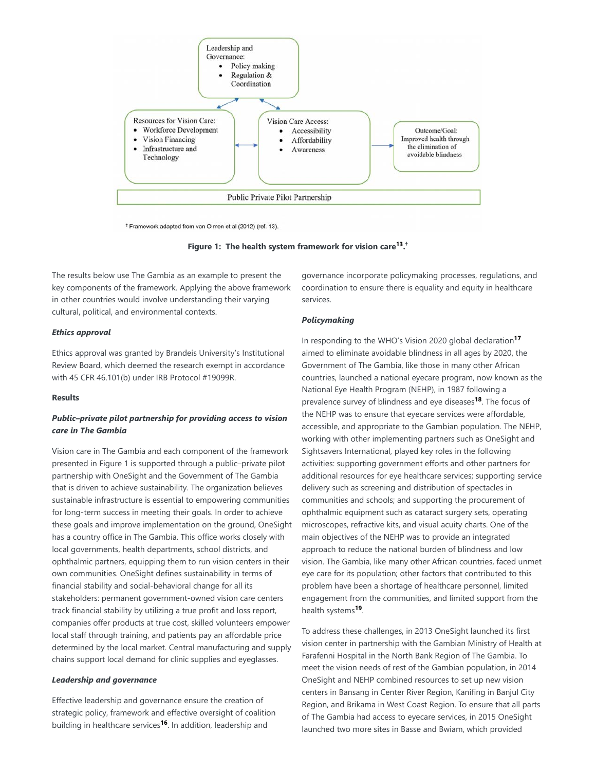Leadership and Governance:
- Policy making
- Regulation & Coordination

Resources for Vision Care:
- Workforce Development
- Vision Financing
- Infrastructure and Technology

Vision Care Access:
- Accessibility
- Affordability
- Awareness

Outcome/Goal: Improved health through the elimination of avoidable blindness

Public Private Pilot Partnership

† Framework adapted from van Olmen et al (2012) (ref. 13).

**Figure 1: The health system framework for vision care[13].†**

The results below use The Gambia as an example to present the key components of the framework. Applying the above framework in other countries would involve understanding their varying cultural, political, and environmental contexts.

### *Ethics approval*

Ethics approval was granted by Brandeis University's Institutional Review Board, which deemed the research exempt in accordance with 45 CFR 46.101(b) under IRB Protocol #19099R.

## Results

### *Public–private pilot partnership for providing access to vision care in The Gambia*

Vision care in The Gambia and each component of the framework presented in Figure 1 is supported through a public–private pilot partnership with OneSight and the Government of The Gambia that is driven to achieve sustainability. The organization believes sustainable infrastructure is essential to empowering communities for long-term success in meeting their goals. In order to achieve these goals and improve implementation on the ground, OneSight has a country office in The Gambia. This office works closely with local governments, health departments, school districts, and ophthalmic partners, equipping them to run vision centers in their own communities. OneSight defines sustainability in terms of financial stability and social-behavioral change for all its stakeholders: permanent government-owned vision care centers track financial stability by utilizing a true profit and loss report, companies offer products at true cost, skilled volunteers empower local staff through training, and patients pay an affordable price determined by the local market. Central manufacturing and supply chains support local demand for clinic supplies and eyeglasses.

### *Leadership and governance*

Effective leadership and governance ensure the creation of strategic policy, framework and effective oversight of coalition building in healthcare services[16]. In addition, leadership and governance incorporate policymaking processes, regulations, and coordination to ensure there is equality and equity in healthcare services.

### *Policymaking*

In responding to the WHO's Vision 2020 global declaration[17] aimed to eliminate avoidable blindness in all ages by 2020, the Government of The Gambia, like those in many other African countries, launched a national eyecare program, now known as the National Eye Health Program (NEHP), in 1987 following a prevalence survey of blindness and eye diseases[18]. The focus of the NEHP was to ensure that eyecare services were affordable, accessible, and appropriate to the Gambian population. The NEHP, working with other implementing partners such as OneSight and Sightsavers International, played key roles in the following activities: supporting government efforts and other partners for additional resources for eye healthcare services; supporting service delivery such as screening and distribution of spectacles in communities and schools; and supporting the procurement of ophthalmic equipment such as cataract surgery sets, operating microscopes, refractive kits, and visual acuity charts. One of the main objectives of the NEHP was to provide an integrated approach to reduce the national burden of blindness and low vision. The Gambia, like many other African countries, faced unmet eye care for its population; other factors that contributed to this problem have been a shortage of healthcare personnel, limited engagement from the communities, and limited support from the health systems[19].

To address these challenges, in 2013 OneSight launched its first vision center in partnership with the Gambian Ministry of Health at Farafenni Hospital in the North Bank Region of The Gambia. To meet the vision needs of rest of the Gambian population, in 2014 OneSight and NEHP combined resources to set up new vision centers in Bansang in Center River Region, Kanifing in Banjul City Region, and Brikama in West Coast Region. To ensure that all parts of The Gambia had access to eyecare services, in 2015 OneSight launched two more sites in Basse and Bwiam, which provided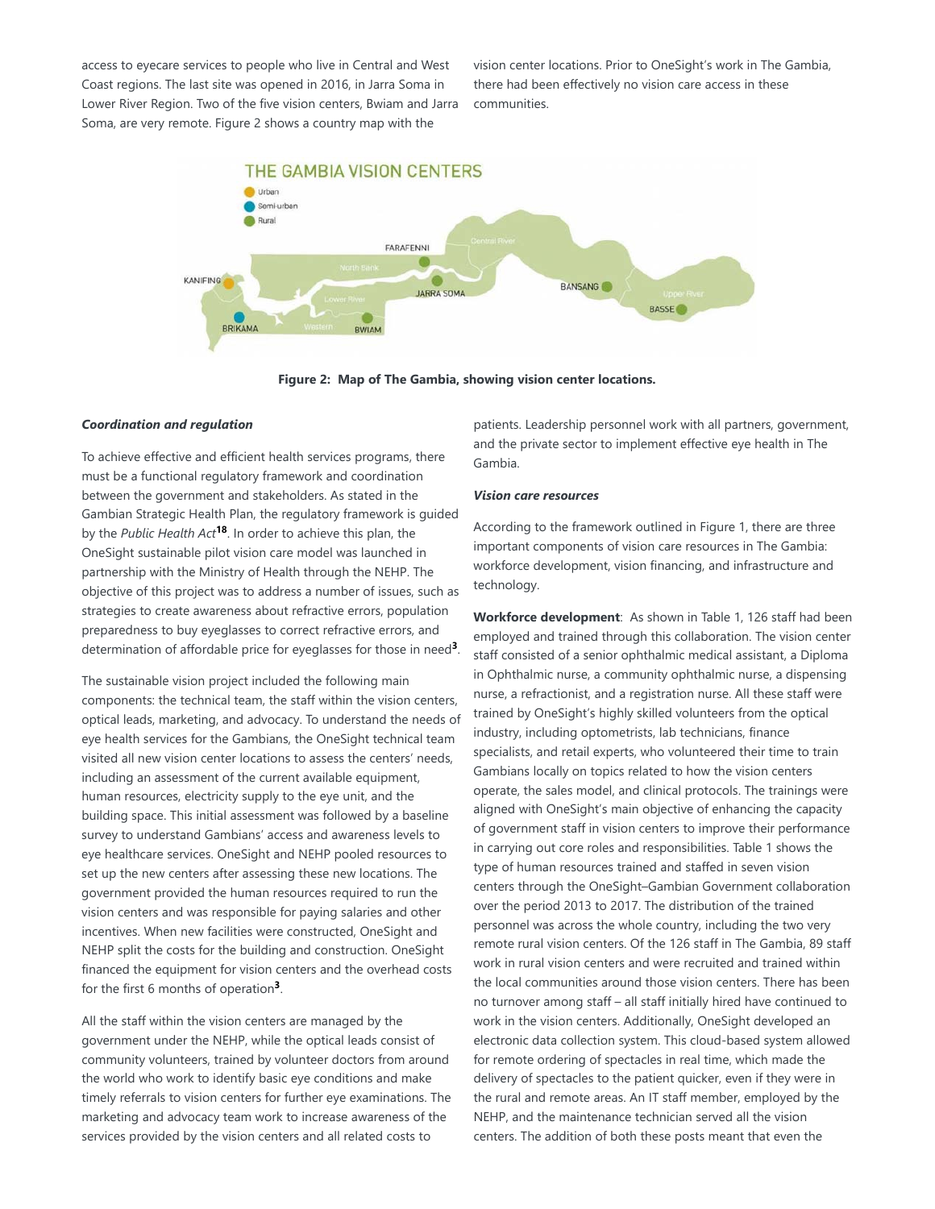access to eyecare services to people who live in Central and West Coast regions. The last site was opened in 2016, in Jarra Soma in Lower River Region. Two of the five vision centers, Bwiam and Jarra Soma, are very remote. Figure 2 shows a country map with the vision center locations. Prior to OneSight's work in The Gambia, there had been effectively no vision care access in these communities.

**Figure 2: Map of The Gambia, showing vision center locations.**

***Coordination and regulation***

To achieve effective and efficient health services programs, there must be a functional regulatory framework and coordination between the government and stakeholders. As stated in the Gambian Strategic Health Plan, the regulatory framework is guided by the *Public Health Act*[18]. In order to achieve this plan, the OneSight sustainable pilot vision care model was launched in partnership with the Ministry of Health through the NEHP. The objective of this project was to address a number of issues, such as strategies to create awareness about refractive errors, population preparedness to buy eyeglasses to correct refractive errors, and determination of affordable price for eyeglasses for those in need[3].

The sustainable vision project included the following main components: the technical team, the staff within the vision centers, optical leads, marketing, and advocacy. To understand the needs of eye health services for the Gambians, the OneSight technical team visited all new vision center locations to assess the centers' needs, including an assessment of the current available equipment, human resources, electricity supply to the eye unit, and the building space. This initial assessment was followed by a baseline survey to understand Gambians' access and awareness levels to eye healthcare services. OneSight and NEHP pooled resources to set up the new centers after assessing these new locations. The government provided the human resources required to run the vision centers and was responsible for paying salaries and other incentives. When new facilities were constructed, OneSight and NEHP split the costs for the building and construction. OneSight financed the equipment for vision centers and the overhead costs for the first 6 months of operation[3].

All the staff within the vision centers are managed by the government under the NEHP, while the optical leads consist of community volunteers, trained by volunteer doctors from around the world who work to identify basic eye conditions and make timely referrals to vision centers for further eye examinations. The marketing and advocacy team work to increase awareness of the services provided by the vision centers and all related costs to patients. Leadership personnel work with all partners, government, and the private sector to implement effective eye health in The Gambia.

***Vision care resources***

According to the framework outlined in Figure 1, there are three important components of vision care resources in The Gambia: workforce development, vision financing, and infrastructure and technology.

**Workforce development**: As shown in Table 1, 126 staff had been employed and trained through this collaboration. The vision center staff consisted of a senior ophthalmic medical assistant, a Diploma in Ophthalmic nurse, a community ophthalmic nurse, a dispensing nurse, a refractionist, and a registration nurse. All these staff were trained by OneSight's highly skilled volunteers from the optical industry, including optometrists, lab technicians, finance specialists, and retail experts, who volunteered their time to train Gambians locally on topics related to how the vision centers operate, the sales model, and clinical protocols. The trainings were aligned with OneSight's main objective of enhancing the capacity of government staff in vision centers to improve their performance in carrying out core roles and responsibilities. Table 1 shows the type of human resources trained and staffed in seven vision centers through the OneSight–Gambian Government collaboration over the period 2013 to 2017. The distribution of the trained personnel was across the whole country, including the two very remote rural vision centers. Of the 126 staff in The Gambia, 89 staff work in rural vision centers and were recruited and trained within the local communities around those vision centers. There has been no turnover among staff – all staff initially hired have continued to work in the vision centers. Additionally, OneSight developed an electronic data collection system. This cloud-based system allowed for remote ordering of spectacles in real time, which made the delivery of spectacles to the patient quicker, even if they were in the rural and remote areas. An IT staff member, employed by the NEHP, and the maintenance technician served all the vision centers. The addition of both these posts meant that even the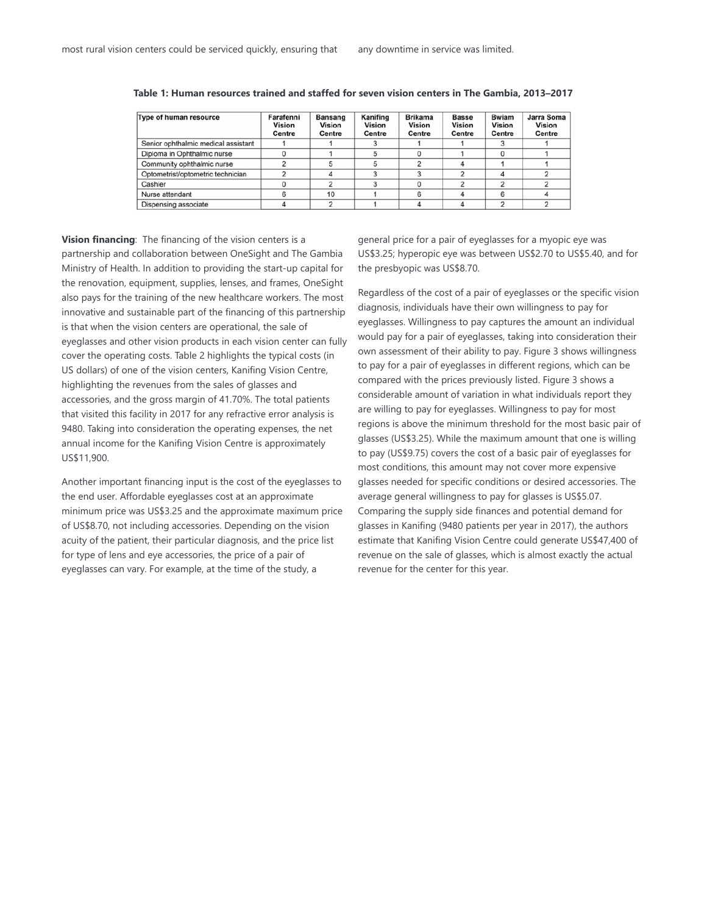most rural vision centers could be serviced quickly, ensuring that any downtime in service was limited.

**Table 1: Human resources trained and staffed for seven vision centers in The Gambia, 2013–2017**

| Type of human resource | Farafenni Vision Centre | Bansang Vision Centre | Kanifing Vision Centre | Brikama Vision Centre | Basse Vision Centre | Bwiam Vision Centre | Jarra Soma Vision Centre |
|---|---|---|---|---|---|---|---|
| Senior ophthalmic medical assistant | 1 | 1 | 3 | 1 | 1 | 3 | 1 |
| Diploma in Ophthalmic nurse | 0 | 1 | 5 | 0 | 1 | 0 | 1 |
| Community ophthalmic nurse | 2 | 5 | 5 | 2 | 4 | 1 | 1 |
| Optometrist/optometric technician | 2 | 4 | 3 | 3 | 2 | 4 | 2 |
| Cashier | 0 | 2 | 3 | 0 | 2 | 2 | 2 |
| Nurse attendant | 6 | 10 | 1 | 6 | 4 | 6 | 4 |
| Dispensing associate | 4 | 2 | 1 | 4 | 4 | 2 | 2 |

**Vision financing**: The financing of the vision centers is a partnership and collaboration between OneSight and The Gambia Ministry of Health. In addition to providing the start-up capital for the renovation, equipment, supplies, lenses, and frames, OneSight also pays for the training of the new healthcare workers. The most innovative and sustainable part of the financing of this partnership is that when the vision centers are operational, the sale of eyeglasses and other vision products in each vision center can fully cover the operating costs. Table 2 highlights the typical costs (in US dollars) of one of the vision centers, Kanifing Vision Centre, highlighting the revenues from the sales of glasses and accessories, and the gross margin of 41.70%. The total patients that visited this facility in 2017 for any refractive error analysis is 9480. Taking into consideration the operating expenses, the net annual income for the Kanifing Vision Centre is approximately US$11,900.

Another important financing input is the cost of the eyeglasses to the end user. Affordable eyeglasses cost at an approximate minimum price was US$3.25 and the approximate maximum price of US$8.70, not including accessories. Depending on the vision acuity of the patient, their particular diagnosis, and the price list for type of lens and eye accessories, the price of a pair of eyeglasses can vary. For example, at the time of the study, a general price for a pair of eyeglasses for a myopic eye was US$3.25; hyperopic eye was between US$2.70 to US$5.40, and for the presbyopic was US$8.70.

Regardless of the cost of a pair of eyeglasses or the specific vision diagnosis, individuals have their own willingness to pay for eyeglasses. Willingness to pay captures the amount an individual would pay for a pair of eyeglasses, taking into consideration their own assessment of their ability to pay. Figure 3 shows willingness to pay for a pair of eyeglasses in different regions, which can be compared with the prices previously listed. Figure 3 shows a considerable amount of variation in what individuals report they are willing to pay for eyeglasses. Willingness to pay for most regions is above the minimum threshold for the most basic pair of glasses (US$3.25). While the maximum amount that one is willing to pay (US$9.75) covers the cost of a basic pair of eyeglasses for most conditions, this amount may not cover more expensive glasses needed for specific conditions or desired accessories. The average general willingness to pay for glasses is US$5.07. Comparing the supply side finances and potential demand for glasses in Kanifing (9480 patients per year in 2017), the authors estimate that Kanifing Vision Centre could generate US$47,400 of revenue on the sale of glasses, which is almost exactly the actual revenue for the center for this year.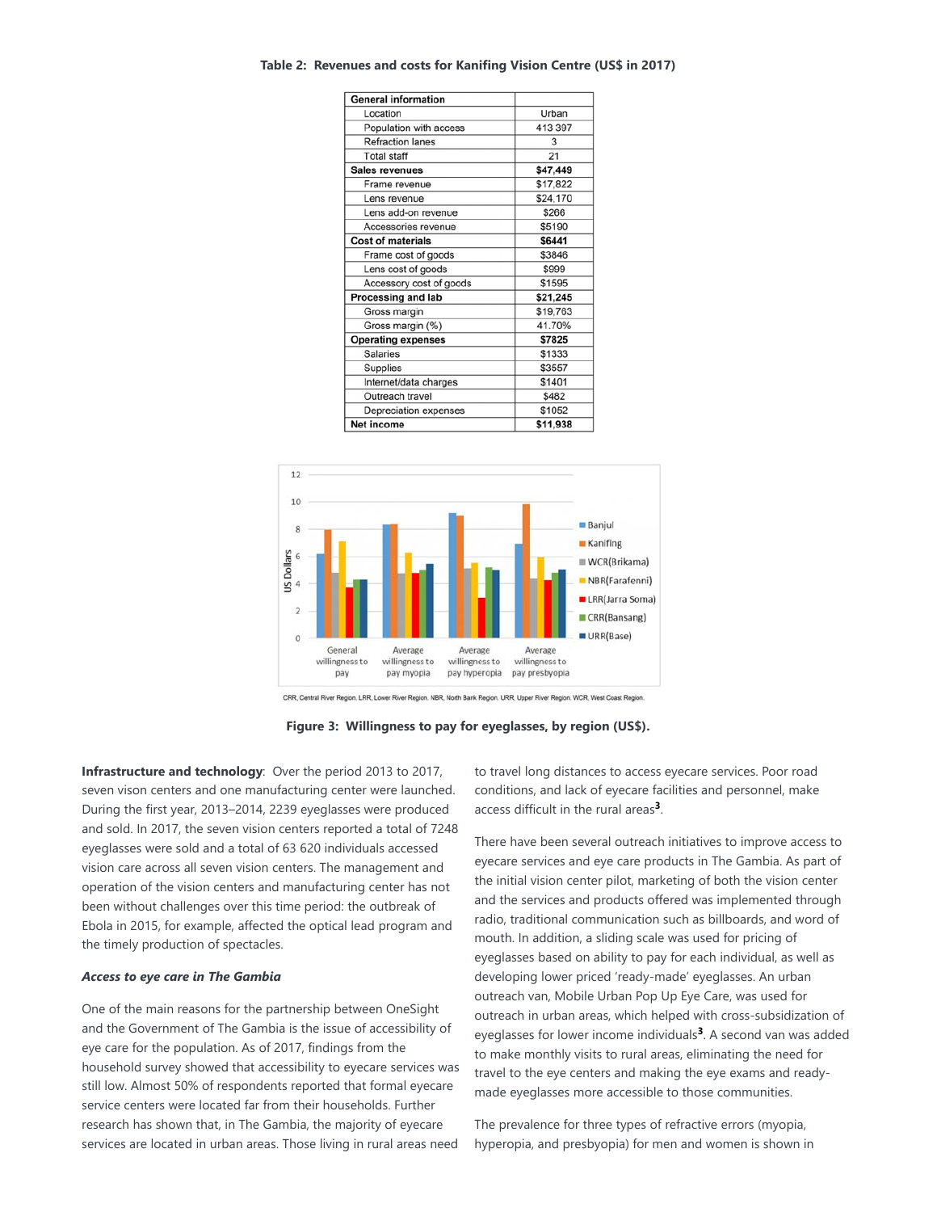**Table 2: Revenues and costs for Kanifing Vision Centre (US$ in 2017)**

| General information | |
|---|---|
| Location | Urban |
| Population with access | 413 397 |
| Refraction lanes | 3 |
| Total staff | 21 |
| **Sales revenues** | **$47,449** |
| Frame revenue | $17,822 |
| Lens revenue | $24,170 |
| Lens add-on revenue | $266 |
| Accessories revenue | $5190 |
| **Cost of materials** | **$6441** |
| Frame cost of goods | $3846 |
| Lens cost of goods | $999 |
| Accessory cost of goods | $1595 |
| **Processing and lab** | **$21,245** |
| Gross margin | $19,763 |
| Gross margin (%) | 41.70% |
| **Operating expenses** | **$7825** |
| Salaries | $1333 |
| Supplies | $3557 |
| Internet/data charges | $1401 |
| Outreach travel | $482 |
| Depreciation expenses | $1052 |
| **Net income** | **$11,938** |

CRR, Central River Region. LRR, Lower River Region. NBR, North Bank Region. URR, Upper River Region. WCR, West Coast Region.

**Figure 3: Willingness to pay for eyeglasses, by region (US$).**

**Infrastructure and technology**: Over the period 2013 to 2017, seven vison centers and one manufacturing center were launched. During the first year, 2013–2014, 2239 eyeglasses were produced and sold. In 2017, the seven vision centers reported a total of 7248 eyeglasses were sold and a total of 63 620 individuals accessed vision care across all seven vision centers. The management and operation of the vision centers and manufacturing center has not been without challenges over this time period: the outbreak of Ebola in 2015, for example, affected the optical lead program and the timely production of spectacles.

***Access to eye care in The Gambia***

One of the main reasons for the partnership between OneSight and the Government of The Gambia is the issue of accessibility of eye care for the population. As of 2017, findings from the household survey showed that accessibility to eyecare services was still low. Almost 50% of respondents reported that formal eyecare service centers were located far from their households. Further research has shown that, in The Gambia, the majority of eyecare services are located in urban areas. Those living in rural areas need to travel long distances to access eyecare services. Poor road conditions, and lack of eyecare facilities and personnel, make access difficult in the rural areas[3].

There have been several outreach initiatives to improve access to eyecare services and eye care products in The Gambia. As part of the initial vision center pilot, marketing of both the vision center and the services and products offered was implemented through radio, traditional communication such as billboards, and word of mouth. In addition, a sliding scale was used for pricing of eyeglasses based on ability to pay for each individual, as well as developing lower priced 'ready-made' eyeglasses. An urban outreach van, Mobile Urban Pop Up Eye Care, was used for outreach in urban areas, which helped with cross-subsidization of eyeglasses for lower income individuals[3]. A second van was added to make monthly visits to rural areas, eliminating the need for travel to the eye centers and making the eye exams and ready-made eyeglasses more accessible to those communities.

The prevalence for three types of refractive errors (myopia, hyperopia, and presbyopia) for men and women is shown in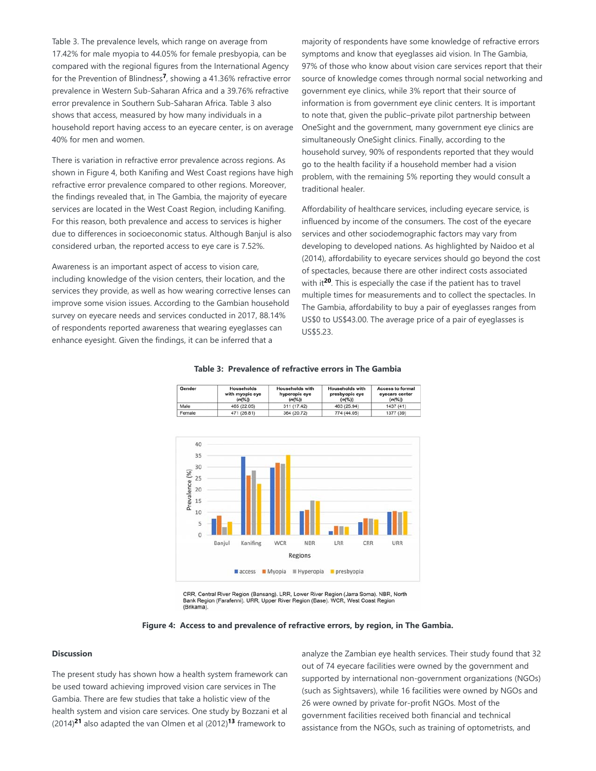Table 3. The prevalence levels, which range on average from 17.42% for male myopia to 44.05% for female presbyopia, can be compared with the regional figures from the International Agency for the Prevention of Blindness[7], showing a 41.36% refractive error prevalence in Western Sub-Saharan Africa and a 39.76% refractive error prevalence in Southern Sub-Saharan Africa. Table 3 also shows that access, measured by how many individuals in a household report having access to an eyecare center, is on average 40% for men and women.

There is variation in refractive error prevalence across regions. As shown in Figure 4, both Kanifing and West Coast regions have high refractive error prevalence compared to other regions. Moreover, the findings revealed that, in The Gambia, the majority of eyecare services are located in the West Coast Region, including Kanifing. For this reason, both prevalence and access to services is higher due to differences in socioeconomic status. Although Banjul is also considered urban, the reported access to eye care is 7.52%.

Awareness is an important aspect of access to vision care, including knowledge of the vision centers, their location, and the services they provide, as well as how wearing corrective lenses can improve some vision issues. According to the Gambian household survey on eyecare needs and services conducted in 2017, 88.14% of respondents reported awareness that wearing eyeglasses can enhance eyesight. Given the findings, it can be inferred that a majority of respondents have some knowledge of refractive errors symptoms and know that eyeglasses aid vision. In The Gambia, 97% of those who know about vision care services report that their source of knowledge comes through normal social networking and government eye clinics, while 3% report that their source of information is from government eye clinic centers. It is important to note that, given the public–private pilot partnership between OneSight and the government, many government eye clinics are simultaneously OneSight clinics. Finally, according to the household survey, 90% of respondents reported that they would go to the health facility if a household member had a vision problem, with the remaining 5% reporting they would consult a traditional healer.

Affordability of healthcare services, including eyecare service, is influenced by income of the consumers. The cost of the eyecare services and other sociodemographic factors may vary from developing to developed nations. As highlighted by Naidoo et al (2014), affordability to eyecare services should go beyond the cost of spectacles, because there are other indirect costs associated with it[20]. This is especially the case if the patient has to travel multiple times for measurements and to collect the spectacles. In The Gambia, affordability to buy a pair of eyeglasses ranges from US$0 to US$43.00. The average price of a pair of eyeglasses is US$5.23.

**Table 3: Prevalence of refractive errors in The Gambia**

| Gender | Households with myopic eye (*n*(%)) | Households with hyperopic eye (*n*(%)) | Households with presbyopic eye (*n*(%)) | Access to formal eyecare center (*n*(%)) |
|---|---|---|---|---|
| Male | 465 (22.05) | 311 (17.42) | 463 (25.94) | 1437 (41) |
| Female | 471 (26.81) | 364 (20.72) | 774 (44.05) | 1377 (39) |

CRR, Central River Region (Bansang). LRR, Lower River Region (Jarra Soma). NBR, North Bank Region (Farafenni). URR, Upper River Region (Base). WCR, West Coast Region (Brikama).

**Figure 4: Access to and prevalence of refractive errors, by region, in The Gambia.**

### Discussion

The present study has shown how a health system framework can be used toward achieving improved vision care services in The Gambia. There are few studies that take a holistic view of the health system and vision care services. One study by Bozzani et al (2014)[21] also adapted the van Olmen et al (2012)[13] framework to analyze the Zambian eye health services. Their study found that 32 out of 74 eyecare facilities were owned by the government and supported by international non-government organizations (NGOs) (such as Sightsavers), while 16 facilities were owned by NGOs and 26 were owned by private for-profit NGOs. Most of the government facilities received both financial and technical assistance from the NGOs, such as training of optometrists, and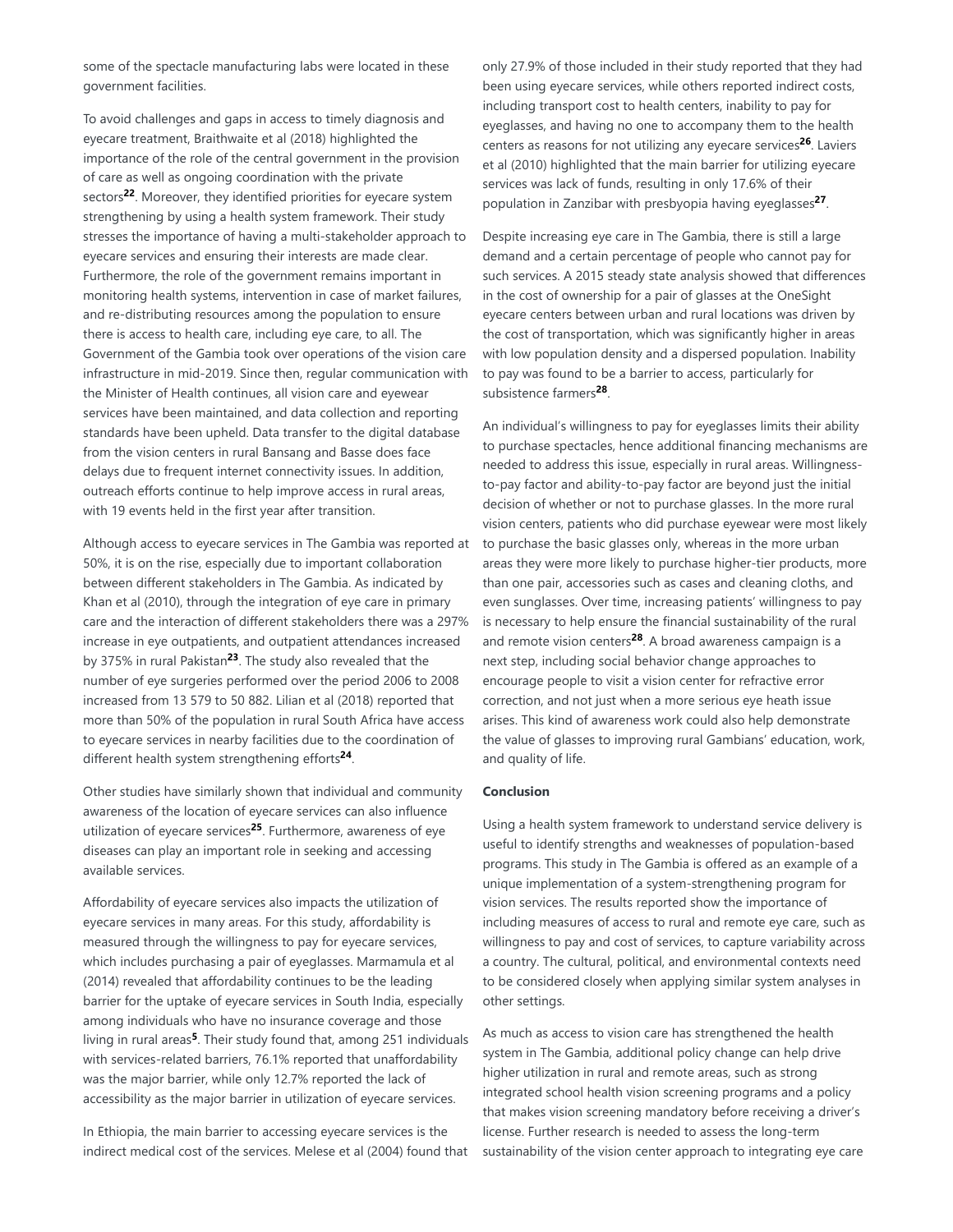some of the spectacle manufacturing labs were located in these government facilities.

To avoid challenges and gaps in access to timely diagnosis and eyecare treatment, Braithwaite et al (2018) highlighted the importance of the role of the central government in the provision of care as well as ongoing coordination with the private sectors[22]. Moreover, they identified priorities for eyecare system strengthening by using a health system framework. Their study stresses the importance of having a multi-stakeholder approach to eyecare services and ensuring their interests are made clear. Furthermore, the role of the government remains important in monitoring health systems, intervention in case of market failures, and re-distributing resources among the population to ensure there is access to health care, including eye care, to all. The Government of the Gambia took over operations of the vision care infrastructure in mid-2019. Since then, regular communication with the Minister of Health continues, all vision care and eyewear services have been maintained, and data collection and reporting standards have been upheld. Data transfer to the digital database from the vision centers in rural Bansang and Basse does face delays due to frequent internet connectivity issues. In addition, outreach efforts continue to help improve access in rural areas, with 19 events held in the first year after transition.

Although access to eyecare services in The Gambia was reported at 50%, it is on the rise, especially due to important collaboration between different stakeholders in The Gambia. As indicated by Khan et al (2010), through the integration of eye care in primary care and the interaction of different stakeholders there was a 297% increase in eye outpatients, and outpatient attendances increased by 375% in rural Pakistan[23]. The study also revealed that the number of eye surgeries performed over the period 2006 to 2008 increased from 13 579 to 50 882. Lilian et al (2018) reported that more than 50% of the population in rural South Africa have access to eyecare services in nearby facilities due to the coordination of different health system strengthening efforts[24].

Other studies have similarly shown that individual and community awareness of the location of eyecare services can also influence utilization of eyecare services[25]. Furthermore, awareness of eye diseases can play an important role in seeking and accessing available services.

Affordability of eyecare services also impacts the utilization of eyecare services in many areas. For this study, affordability is measured through the willingness to pay for eyecare services, which includes purchasing a pair of eyeglasses. Marmamula et al (2014) revealed that affordability continues to be the leading barrier for the uptake of eyecare services in South India, especially among individuals who have no insurance coverage and those living in rural areas[5]. Their study found that, among 251 individuals with services-related barriers, 76.1% reported that unaffordability was the major barrier, while only 12.7% reported the lack of accessibility as the major barrier in utilization of eyecare services.

In Ethiopia, the main barrier to accessing eyecare services is the indirect medical cost of the services. Melese et al (2004) found that only 27.9% of those included in their study reported that they had been using eyecare services, while others reported indirect costs, including transport cost to health centers, inability to pay for eyeglasses, and having no one to accompany them to the health centers as reasons for not utilizing any eyecare services[26]. Laviers et al (2010) highlighted that the main barrier for utilizing eyecare services was lack of funds, resulting in only 17.6% of their population in Zanzibar with presbyopia having eyeglasses[27].

Despite increasing eye care in The Gambia, there is still a large demand and a certain percentage of people who cannot pay for such services. A 2015 steady state analysis showed that differences in the cost of ownership for a pair of glasses at the OneSight eyecare centers between urban and rural locations was driven by the cost of transportation, which was significantly higher in areas with low population density and a dispersed population. Inability to pay was found to be a barrier to access, particularly for subsistence farmers[28].

An individual's willingness to pay for eyeglasses limits their ability to purchase spectacles, hence additional financing mechanisms are needed to address this issue, especially in rural areas. Willingness-to-pay factor and ability-to-pay factor are beyond just the initial decision of whether or not to purchase glasses. In the more rural vision centers, patients who did purchase eyewear were most likely to purchase the basic glasses only, whereas in the more urban areas they were more likely to purchase higher-tier products, more than one pair, accessories such as cases and cleaning cloths, and even sunglasses. Over time, increasing patients' willingness to pay is necessary to help ensure the financial sustainability of the rural and remote vision centers[28]. A broad awareness campaign is a next step, including social behavior change approaches to encourage people to visit a vision center for refractive error correction, and not just when a more serious eye heath issue arises. This kind of awareness work could also help demonstrate the value of glasses to improving rural Gambians' education, work, and quality of life.

## Conclusion

Using a health system framework to understand service delivery is useful to identify strengths and weaknesses of population-based programs. This study in The Gambia is offered as an example of a unique implementation of a system-strengthening program for vision services. The results reported show the importance of including measures of access to rural and remote eye care, such as willingness to pay and cost of services, to capture variability across a country. The cultural, political, and environmental contexts need to be considered closely when applying similar system analyses in other settings.

As much as access to vision care has strengthened the health system in The Gambia, additional policy change can help drive higher utilization in rural and remote areas, such as strong integrated school health vision screening programs and a policy that makes vision screening mandatory before receiving a driver's license. Further research is needed to assess the long-term sustainability of the vision center approach to integrating eye care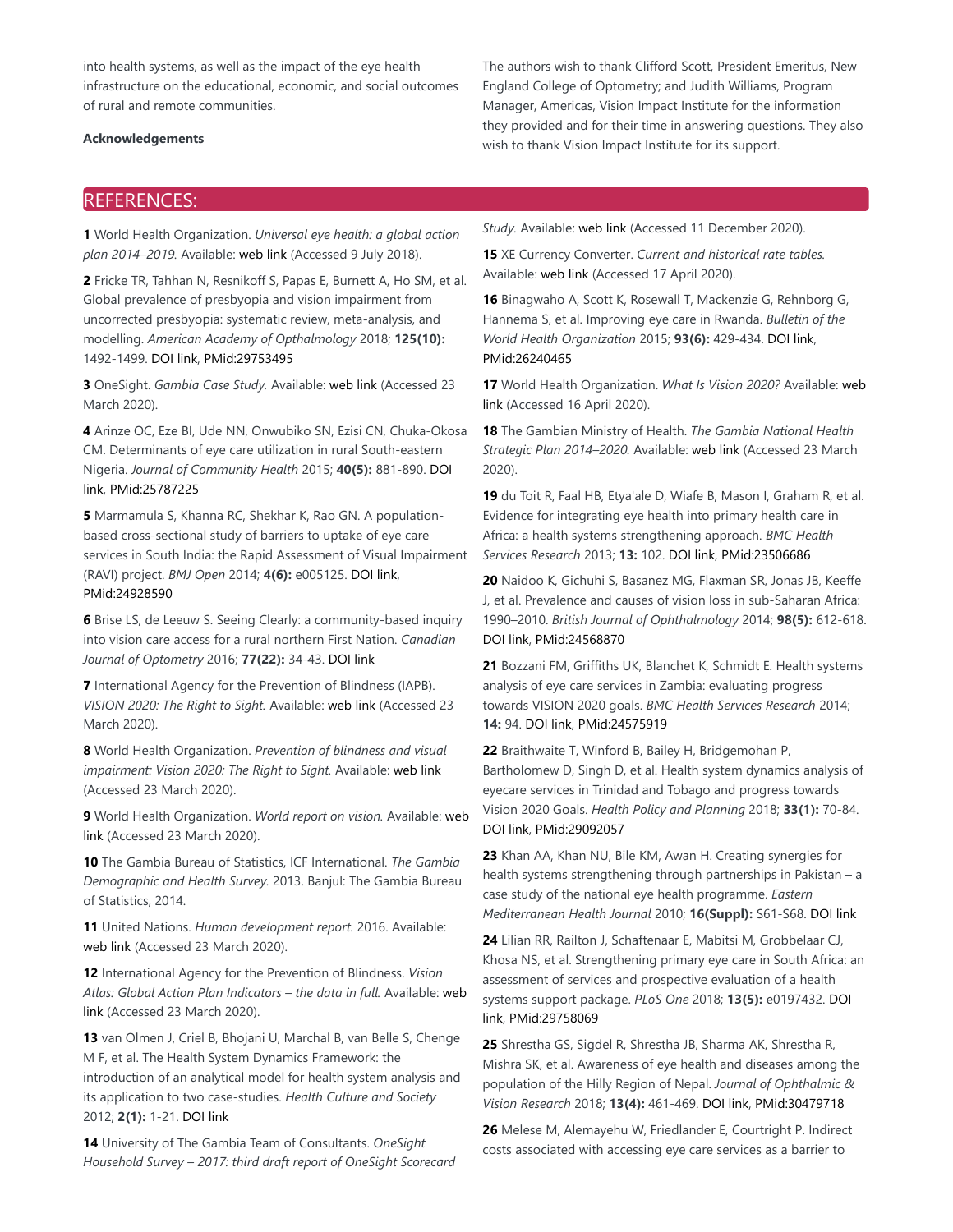into health systems, as well as the impact of the eye health infrastructure on the educational, economic, and social outcomes of rural and remote communities.

**Acknowledgements**

The authors wish to thank Clifford Scott, President Emeritus, New England College of Optometry; and Judith Williams, Program Manager, Americas, Vision Impact Institute for the information they provided and for their time in answering questions. They also wish to thank Vision Impact Institute for its support.

## REFERENCES:

**1** World Health Organization. *Universal eye health: a global action plan 2014–2019.* Available: web link (Accessed 9 July 2018).

**2** Fricke TR, Tahhan N, Resnikoff S, Papas E, Burnett A, Ho SM, et al. Global prevalence of presbyopia and vision impairment from uncorrected presbyopia: systematic review, meta-analysis, and modelling. *American Academy of Opthalmology* 2018; **125(10):** 1492-1499. DOI link, PMid:29753495

**3** OneSight. *Gambia Case Study.* Available: web link (Accessed 23 March 2020).

**4** Arinze OC, Eze BI, Ude NN, Onwubiko SN, Ezisi CN, Chuka-Okosa CM. Determinants of eye care utilization in rural South-eastern Nigeria. *Journal of Community Health* 2015; **40(5):** 881-890. DOI link, PMid:25787225

**5** Marmamula S, Khanna RC, Shekhar K, Rao GN. A population-based cross-sectional study of barriers to uptake of eye care services in South India: the Rapid Assessment of Visual Impairment (RAVI) project. *BMJ Open* 2014; **4(6):** e005125. DOI link, PMid:24928590

**6** Brise LS, de Leeuw S. Seeing Clearly: a community-based inquiry into vision care access for a rural northern First Nation. *Canadian Journal of Optometry* 2016; **77(22):** 34-43. DOI link

**7** International Agency for the Prevention of Blindness (IAPB). *VISION 2020: The Right to Sight.* Available: web link (Accessed 23 March 2020).

**8** World Health Organization. *Prevention of blindness and visual impairment: Vision 2020: The Right to Sight.* Available: web link (Accessed 23 March 2020).

**9** World Health Organization. *World report on vision.* Available: web link (Accessed 23 March 2020).

**10** The Gambia Bureau of Statistics, ICF International. *The Gambia Demographic and Health Survey.* 2013. Banjul: The Gambia Bureau of Statistics, 2014.

**11** United Nations. *Human development report.* 2016. Available: web link (Accessed 23 March 2020).

**12** International Agency for the Prevention of Blindness. *Vision Atlas: Global Action Plan Indicators – the data in full.* Available: web link (Accessed 23 March 2020).

**13** van Olmen J, Criel B, Bhojani U, Marchal B, van Belle S, Chenge M F, et al. The Health System Dynamics Framework: the introduction of an analytical model for health system analysis and its application to two case-studies. *Health Culture and Society* 2012; **2(1):** 1-21. DOI link

**14** University of The Gambia Team of Consultants. *OneSight Household Survey – 2017: third draft report of OneSight Scorecard Study.* Available: web link (Accessed 11 December 2020).

**15** XE Currency Converter. *Current and historical rate tables.* Available: web link (Accessed 17 April 2020).

**16** Binagwaho A, Scott K, Rosewall T, Mackenzie G, Rehnborg G, Hannema S, et al. Improving eye care in Rwanda. *Bulletin of the World Health Organization* 2015; **93(6):** 429-434. DOI link, PMid:26240465

**17** World Health Organization. *What Is Vision 2020?* Available: web link (Accessed 16 April 2020).

**18** The Gambian Ministry of Health. *The Gambia National Health Strategic Plan 2014–2020.* Available: web link (Accessed 23 March 2020).

**19** du Toit R, Faal HB, Etya'ale D, Wiafe B, Mason I, Graham R, et al. Evidence for integrating eye health into primary health care in Africa: a health systems strengthening approach. *BMC Health Services Research* 2013; **13:** 102. DOI link, PMid:23506686

**20** Naidoo K, Gichuhi S, Basanez MG, Flaxman SR, Jonas JB, Keeffe J, et al. Prevalence and causes of vision loss in sub-Saharan Africa: 1990–2010. *British Journal of Ophthalmology* 2014; **98(5):** 612-618. DOI link, PMid:24568870

**21** Bozzani FM, Griffiths UK, Blanchet K, Schmidt E. Health systems analysis of eye care services in Zambia: evaluating progress towards VISION 2020 goals. *BMC Health Services Research* 2014; **14:** 94. DOI link, PMid:24575919

**22** Braithwaite T, Winford B, Bailey H, Bridgemohan P, Bartholomew D, Singh D, et al. Health system dynamics analysis of eyecare services in Trinidad and Tobago and progress towards Vision 2020 Goals. *Health Policy and Planning* 2018; **33(1):** 70-84. DOI link, PMid:29092057

**23** Khan AA, Khan NU, Bile KM, Awan H. Creating synergies for health systems strengthening through partnerships in Pakistan – a case study of the national eye health programme. *Eastern Mediterranean Health Journal* 2010; **16(Suppl):** S61-S68. DOI link

**24** Lilian RR, Railton J, Schaftenaar E, Mabitsi M, Grobbelaar CJ, Khosa NS, et al. Strengthening primary eye care in South Africa: an assessment of services and prospective evaluation of a health systems support package. *PLoS One* 2018; **13(5):** e0197432. DOI link, PMid:29758069

**25** Shrestha GS, Sigdel R, Shrestha JB, Sharma AK, Shrestha R, Mishra SK, et al. Awareness of eye health and diseases among the population of the Hilly Region of Nepal. *Journal of Ophthalmic & Vision Research* 2018; **13(4):** 461-469. DOI link, PMid:30479718

**26** Melese M, Alemayehu W, Friedlander E, Courtright P. Indirect costs associated with accessing eye care services as a barrier to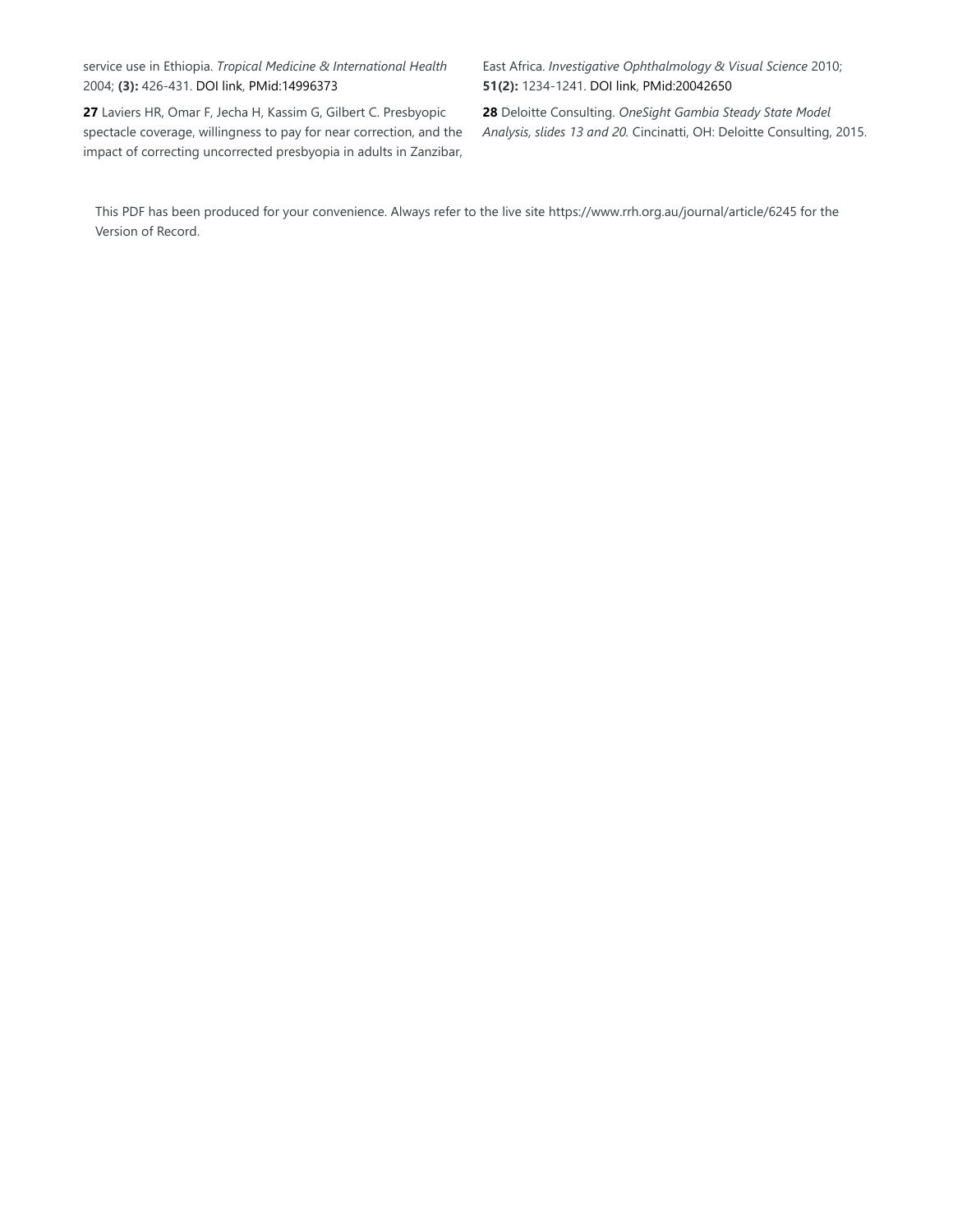service use in Ethiopia. *Tropical Medicine & International Health* 2004; **(3):** 426-431. DOI link, PMid:14996373

**27** Laviers HR, Omar F, Jecha H, Kassim G, Gilbert C. Presbyopic spectacle coverage, willingness to pay for near correction, and the impact of correcting uncorrected presbyopia in adults in Zanzibar, East Africa. *Investigative Ophthalmology & Visual Science* 2010; **51(2):** 1234-1241. DOI link, PMid:20042650

**28** Deloitte Consulting. *OneSight Gambia Steady State Model Analysis, slides 13 and 20.* Cincinatti, OH: Deloitte Consulting, 2015.

This PDF has been produced for your convenience. Always refer to the live site https://www.rrh.org.au/journal/article/6245 for the Version of Record.